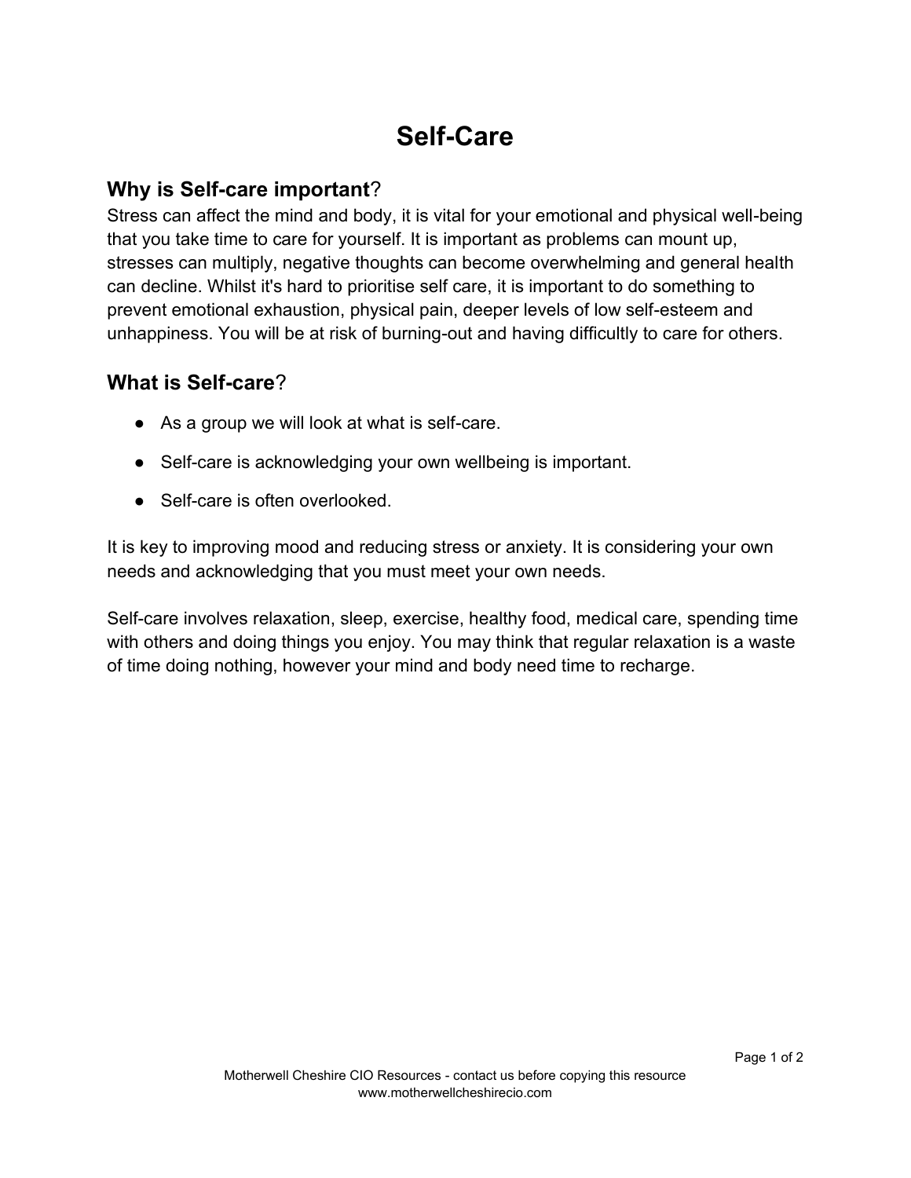# Self-Care

## **Why is Self-care important**?

Stress can affect the mind and body, it is vital for your emotional and physical well-being that you take time to care for yourself. It is important as problems can mount up, stresses can multiply, negative thoughts can become overwhelming and general health can decline. Whilst it's hard to prioritise self care, it is important to do something to prevent emotional exhaustion, physical pain, deeper levels of low self-esteem and unhappiness. You will be at risk of burning-out and having difficultly to care for others.

## **What is Self-care**?

- As a group we will look at what is self-care.
- Self-care is acknowledging your own wellbeing is important.
- Self-care is often overlooked.

It is key to improving mood and reducing stress or anxiety. It is considering your own needs and acknowledging that you must meet your own needs.

Self-care involves relaxation, sleep, exercise, healthy food, medical care, spending time with others and doing things you enjoy. You may think that regular relaxation is a waste of time doing nothing, however your mind and body need time to recharge.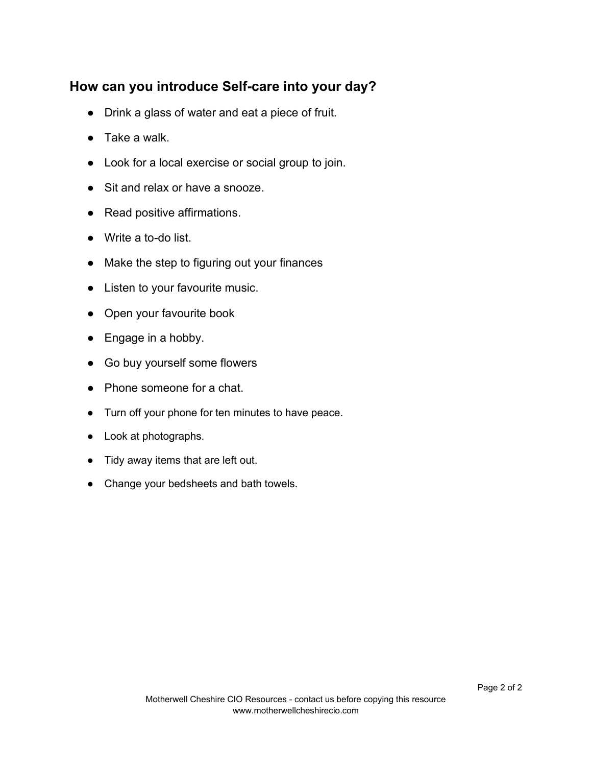## How can you introduce Self-care into your day?

- Drink a glass of water and eat a piece of fruit.
- Take a walk.
- Look for a local exercise or social group to join.
- Sit and relax or have a snooze.
- Read positive affirmations.
- Write a to-do list.
- Make the step to figuring out your finances
- Listen to your favourite music.
- Open your favourite book
- Engage in a hobby.
- Go buy yourself some flowers
- Phone someone for a chat.
- Turn off your phone for ten minutes to have peace.
- Look at photographs.
- Tidy away items that are left out.
- Change your bedsheets and bath towels.

Motherwell Cheshire CIO Resources - contact us before copying this resource
www.motherwellcheshirecio.com